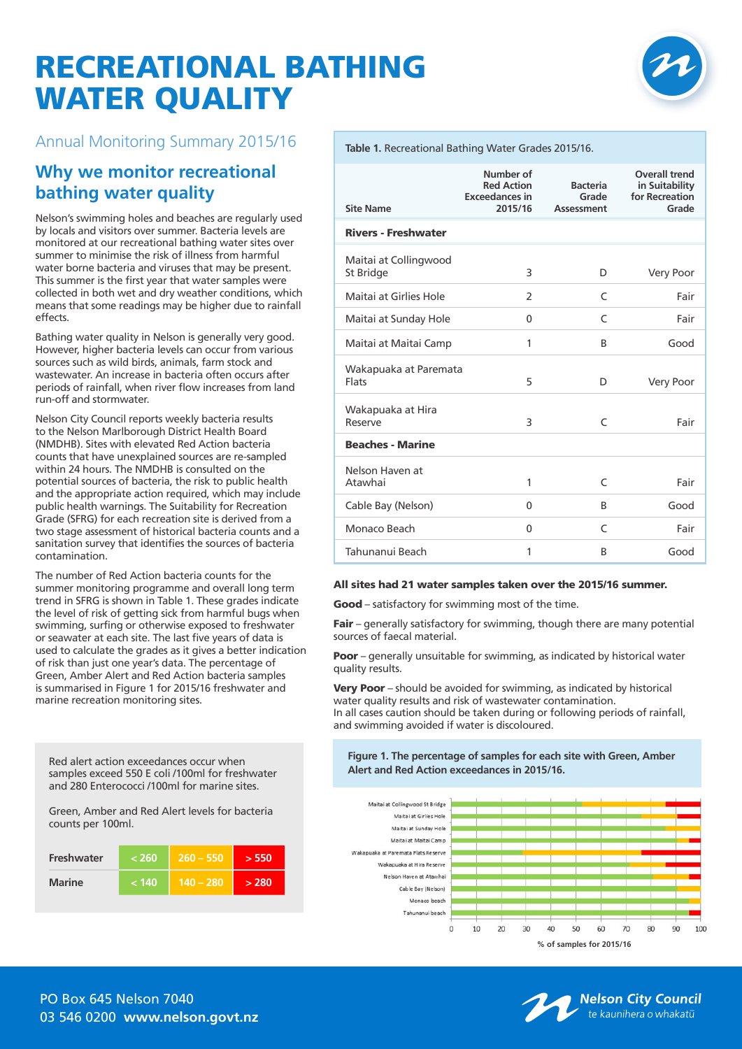# RECREATIONAL BATHING WATER QUALITY

Annual Monitoring Summary 2015/16

## Why we monitor recreational bathing water quality

Nelson's swimming holes and beaches are regularly used by locals and visitors over summer. Bacteria levels are monitored at our recreational bathing water sites over summer to minimise the risk of illness from harmful water borne bacteria and viruses that may be present. This summer is the first year that water samples were collected in both wet and dry weather conditions, which means that some readings may be higher due to rainfall effects.

Bathing water quality in Nelson is generally very good. However, higher bacteria levels can occur from various sources such as wild birds, animals, farm stock and wastewater. An increase in bacteria often occurs after periods of rainfall, when river flow increases from land run-off and stormwater.

Nelson City Council reports weekly bacteria results to the Nelson Marlborough District Health Board (NMDHB). Sites with elevated Red Action bacteria counts that have unexplained sources are re-sampled within 24 hours. The NMDHB is consulted on the potential sources of bacteria, the risk to public health and the appropriate action required, which may include public health warnings. The Suitability for Recreation Grade (SFRG) for each recreation site is derived from a two stage assessment of historical bacteria counts and a sanitation survey that identifies the sources of bacteria contamination.

The number of Red Action bacteria counts for the summer monitoring programme and overall long term trend in SFRG is shown in Table 1. These grades indicate the level of risk of getting sick from harmful bugs when swimming, surfing or otherwise exposed to freshwater or seawater at each site. The last five years of data is used to calculate the grades as it gives a better indication of risk than just one year's data. The percentage of Green, Amber Alert and Red Action bacteria samples is summarised in Figure 1 for 2015/16 freshwater and marine recreation monitoring sites.

Red alert action exceedances occur when samples exceed 550 E coli /100ml for freshwater and 280 Enterococci /100ml for marine sites.

Green, Amber and Red Alert levels for bacteria counts per 100ml.

| | Green | Amber | Red |
|---|---|---|---|
| Freshwater | < 260 | 260 – 550 | > 550 |
| Marine | < 140 | 140 – 280 | > 280 |

**Table 1.** Recreational Bathing Water Grades 2015/16.

| Site Name | Number of Red Action Exceedances in 2015/16 | Bacteria Grade Assessment | Overall trend in Suitability for Recreation Grade |
|---|---|---|---|
| **Rivers - Freshwater** | | | |
| Maitai at Collingwood St Bridge | 3 | D | Very Poor |
| Maitai at Girlies Hole | 2 | C | Fair |
| Maitai at Sunday Hole | 0 | C | Fair |
| Maitai at Maitai Camp | 1 | B | Good |
| Wakapuaka at Paremata Flats | 5 | D | Very Poor |
| Wakapuaka at Hira Reserve | 3 | C | Fair |
| **Beaches - Marine** | | | |
| Nelson Haven at Atawhai | 1 | C | Fair |
| Cable Bay (Nelson) | 0 | B | Good |
| Monaco Beach | 0 | C | Fair |
| Tahunanui Beach | 1 | B | Good |

**All sites had 21 water samples taken over the 2015/16 summer.**

**Good** – satisfactory for swimming most of the time.

**Fair** – generally satisfactory for swimming, though there are many potential sources of faecal material.

**Poor** – generally unsuitable for swimming, as indicated by historical water quality results.

**Very Poor** – should be avoided for swimming, as indicated by historical water quality results and risk of wastewater contamination.
In all cases caution should be taken during or following periods of rainfall, and swimming avoided if water is discoloured.

**Figure 1. The percentage of samples for each site with Green, Amber Alert and Red Action exceedances in 2015/16.**

PO Box 645 Nelson 7040
03 546 0200 **www.nelson.govt.nz**

**Nelson City Council**
te kaunihera o whakatū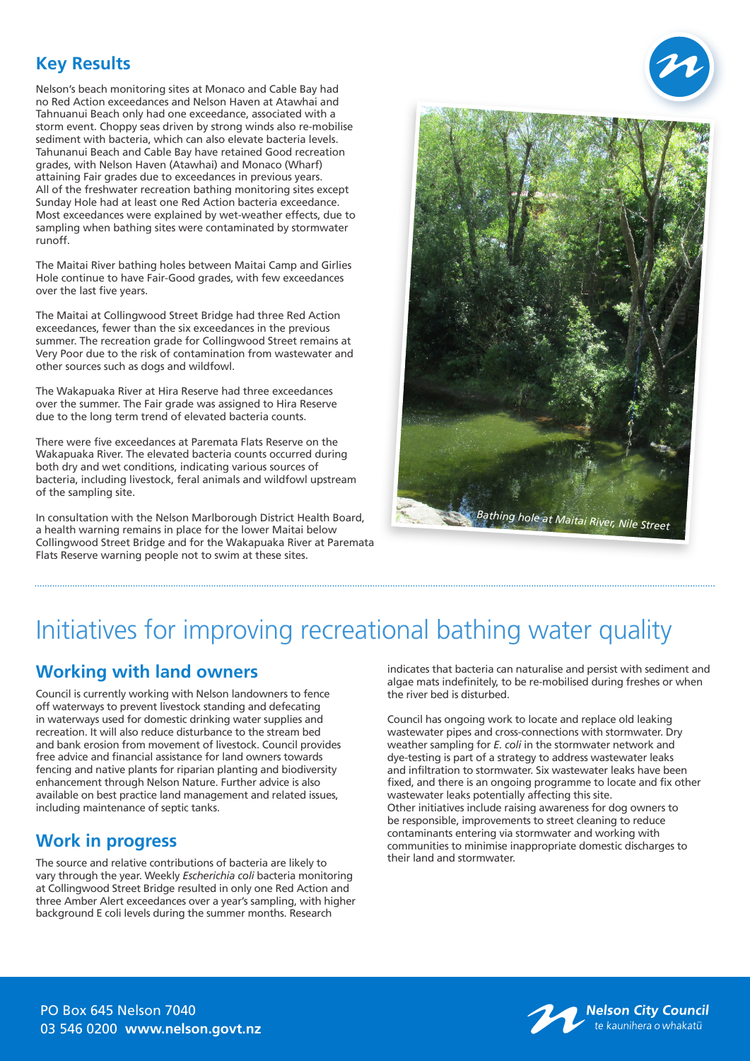## Key Results

Nelson's beach monitoring sites at Monaco and Cable Bay had no Red Action exceedances and Nelson Haven at Atawhai and Tahnuanui Beach only had one exceedance, associated with a storm event. Choppy seas driven by strong winds also re-mobilise sediment with bacteria, which can also elevate bacteria levels. Tahunanui Beach and Cable Bay have retained Good recreation grades, with Nelson Haven (Atawhai) and Monaco (Wharf) attaining Fair grades due to exceedances in previous years. All of the freshwater recreation bathing monitoring sites except Sunday Hole had at least one Red Action bacteria exceedance. Most exceedances were explained by wet-weather effects, due to sampling when bathing sites were contaminated by stormwater runoff.

The Maitai River bathing holes between Maitai Camp and Girlies Hole continue to have Fair-Good grades, with few exceedances over the last five years.

The Maitai at Collingwood Street Bridge had three Red Action exceedances, fewer than the six exceedances in the previous summer. The recreation grade for Collingwood Street remains at Very Poor due to the risk of contamination from wastewater and other sources such as dogs and wildfowl.

The Wakapuaka River at Hira Reserve had three exceedances over the summer. The Fair grade was assigned to Hira Reserve due to the long term trend of elevated bacteria counts.

There were five exceedances at Paremata Flats Reserve on the Wakapuaka River. The elevated bacteria counts occurred during both dry and wet conditions, indicating various sources of bacteria, including livestock, feral animals and wildfowl upstream of the sampling site.

In consultation with the Nelson Marlborough District Health Board, a health warning remains in place for the lower Maitai below Collingwood Street Bridge and for the Wakapuaka River at Paremata Flats Reserve warning people not to swim at these sites.

*Bathing hole at Maitai River, Nile Street*

# Initiatives for improving recreational bathing water quality

## Working with land owners

Council is currently working with Nelson landowners to fence off waterways to prevent livestock standing and defecating in waterways used for domestic drinking water supplies and recreation. It will also reduce disturbance to the stream bed and bank erosion from movement of livestock. Council provides free advice and financial assistance for land owners towards fencing and native plants for riparian planting and biodiversity enhancement through Nelson Nature. Further advice is also available on best practice land management and related issues, including maintenance of septic tanks.

## Work in progress

The source and relative contributions of bacteria are likely to vary through the year. Weekly *Escherichia coli* bacteria monitoring at Collingwood Street Bridge resulted in only one Red Action and three Amber Alert exceedances over a year's sampling, with higher background E coli levels during the summer months. Research indicates that bacteria can naturalise and persist with sediment and algae mats indefinitely, to be re-mobilised during freshes or when the river bed is disturbed.

Council has ongoing work to locate and replace old leaking wastewater pipes and cross-connections with stormwater. Dry weather sampling for *E. coli* in the stormwater network and dye-testing is part of a strategy to address wastewater leaks and infiltration to stormwater. Six wastewater leaks have been fixed, and there is an ongoing programme to locate and fix other wastewater leaks potentially affecting this site.
Other initiatives include raising awareness for dog owners to be responsible, improvements to street cleaning to reduce contaminants entering via stormwater and working with communities to minimise inappropriate domestic discharges to their land and stormwater.

PO Box 645 Nelson 7040
03 546 0200 **www.nelson.govt.nz**

**Nelson City Council**
*te kaunihera o whakatū*